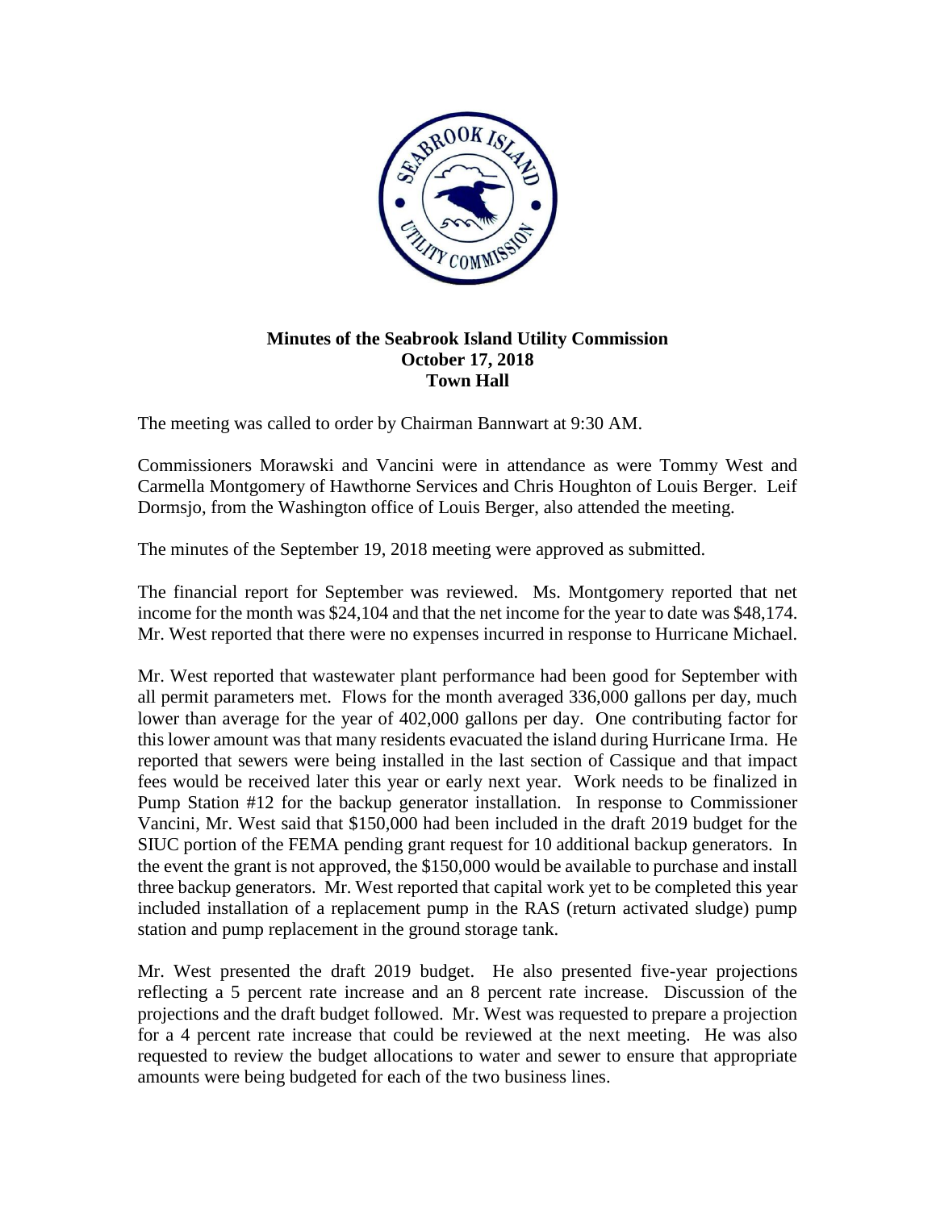**Minutes of the Seabrook Island Utility Commission**
**October 17, 2018**
**Town Hall**

The meeting was called to order by Chairman Bannwart at 9:30 AM.

Commissioners Morawski and Vancini were in attendance as were Tommy West and Carmella Montgomery of Hawthorne Services and Chris Houghton of Louis Berger. Leif Dormsjo, from the Washington office of Louis Berger, also attended the meeting.

The minutes of the September 19, 2018 meeting were approved as submitted.

The financial report for September was reviewed. Ms. Montgomery reported that net income for the month was $24,104 and that the net income for the year to date was $48,174. Mr. West reported that there were no expenses incurred in response to Hurricane Michael.

Mr. West reported that wastewater plant performance had been good for September with all permit parameters met. Flows for the month averaged 336,000 gallons per day, much lower than average for the year of 402,000 gallons per day. One contributing factor for this lower amount was that many residents evacuated the island during Hurricane Irma. He reported that sewers were being installed in the last section of Cassique and that impact fees would be received later this year or early next year. Work needs to be finalized in Pump Station #12 for the backup generator installation. In response to Commissioner Vancini, Mr. West said that $150,000 had been included in the draft 2019 budget for the SIUC portion of the FEMA pending grant request for 10 additional backup generators. In the event the grant is not approved, the $150,000 would be available to purchase and install three backup generators. Mr. West reported that capital work yet to be completed this year included installation of a replacement pump in the RAS (return activated sludge) pump station and pump replacement in the ground storage tank.

Mr. West presented the draft 2019 budget. He also presented five-year projections reflecting a 5 percent rate increase and an 8 percent rate increase. Discussion of the projections and the draft budget followed. Mr. West was requested to prepare a projection for a 4 percent rate increase that could be reviewed at the next meeting. He was also requested to review the budget allocations to water and sewer to ensure that appropriate amounts were being budgeted for each of the two business lines.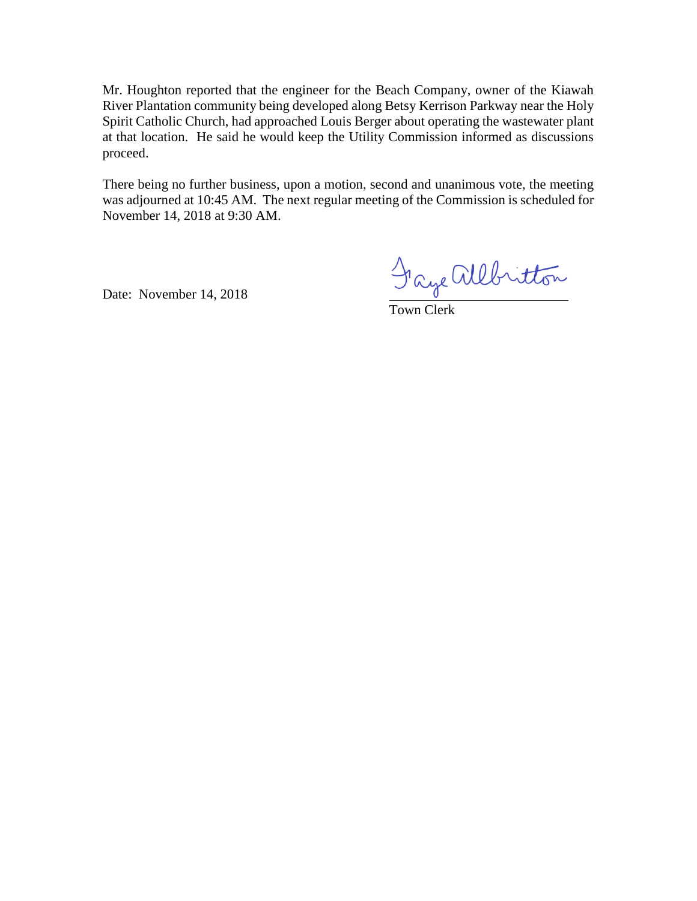Mr. Houghton reported that the engineer for the Beach Company, owner of the Kiawah River Plantation community being developed along Betsy Kerrison Parkway near the Holy Spirit Catholic Church, had approached Louis Berger about operating the wastewater plant at that location. He said he would keep the Utility Commission informed as discussions proceed.

There being no further business, upon a motion, second and unanimous vote, the meeting was adjourned at 10:45 AM. The next regular meeting of the Commission is scheduled for November 14, 2018 at 9:30 AM.

Date: November 14, 2018

Faye Allbritton

Town Clerk